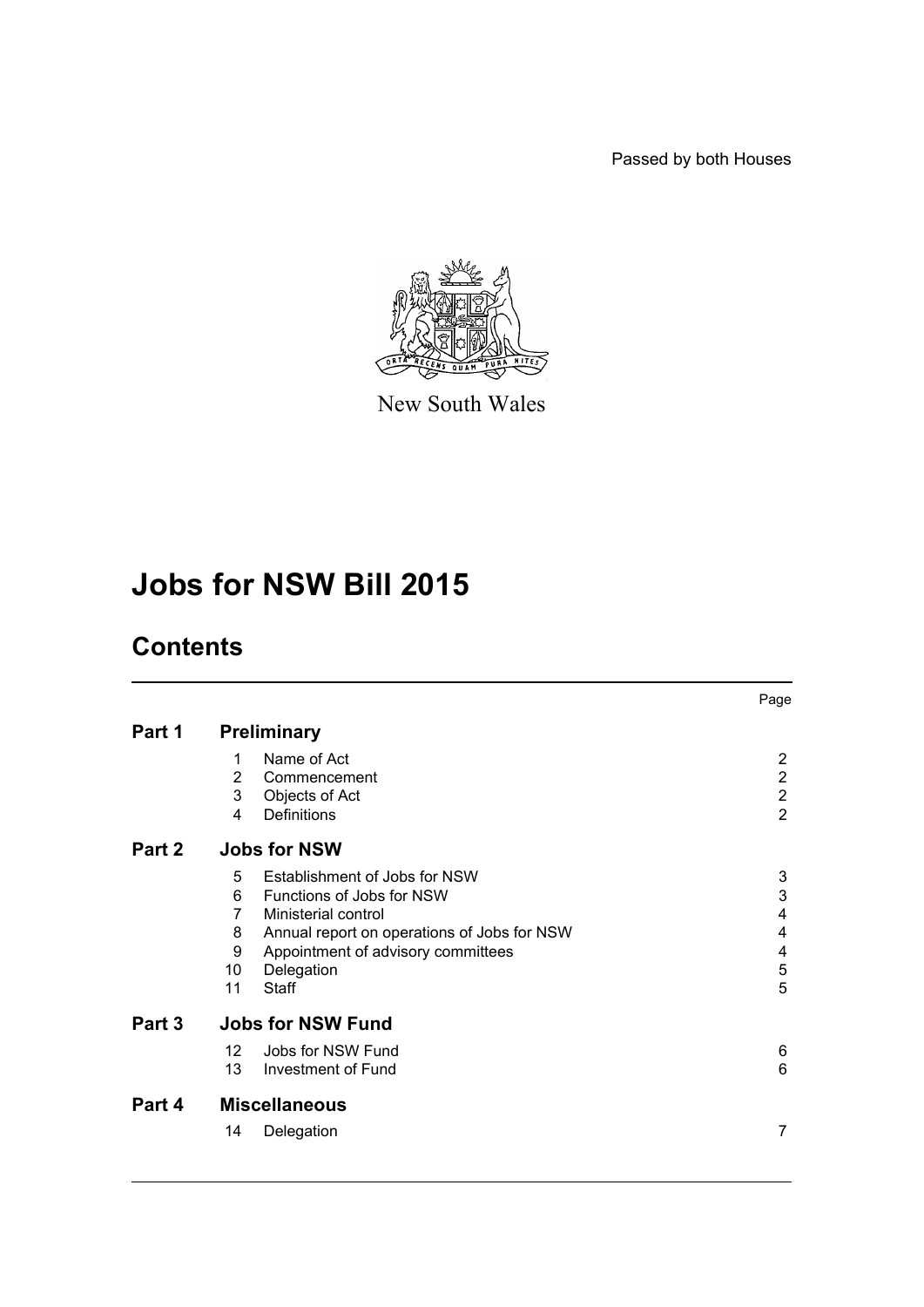Passed by both Houses

New South Wales

# Jobs for NSW Bill 2015

## Contents

| | | | Page |
|---|---|---|---|
| **Part 1** | **Preliminary** | | |
| | 1 | Name of Act | 2 |
| | 2 | Commencement | 2 |
| | 3 | Objects of Act | 2 |
| | 4 | Definitions | 2 |
| **Part 2** | **Jobs for NSW** | | |
| | 5 | Establishment of Jobs for NSW | 3 |
| | 6 | Functions of Jobs for NSW | 3 |
| | 7 | Ministerial control | 4 |
| | 8 | Annual report on operations of Jobs for NSW | 4 |
| | 9 | Appointment of advisory committees | 4 |
| | 10 | Delegation | 5 |
| | 11 | Staff | 5 |
| **Part 3** | **Jobs for NSW Fund** | | |
| | 12 | Jobs for NSW Fund | 6 |
| | 13 | Investment of Fund | 6 |
| **Part 4** | **Miscellaneous** | | |
| | 14 | Delegation | 7 |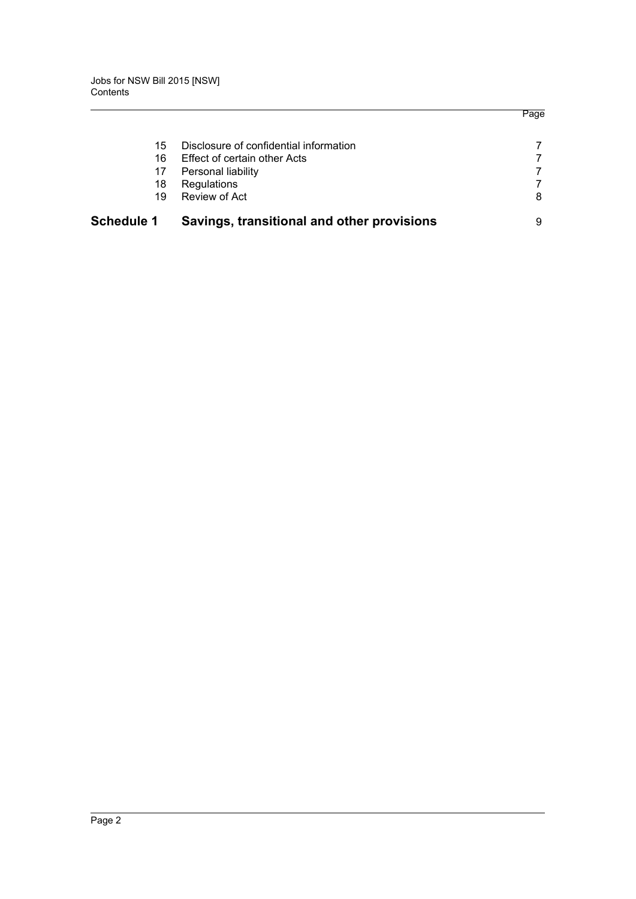| | | Page |
|---|---|---|
| 15 | Disclosure of confidential information | 7 |
| 16 | Effect of certain other Acts | 7 |
| 17 | Personal liability | 7 |
| 18 | Regulations | 7 |
| 19 | Review of Act | 8 |
| **Schedule 1** | **Savings, transitional and other provisions** | 9 |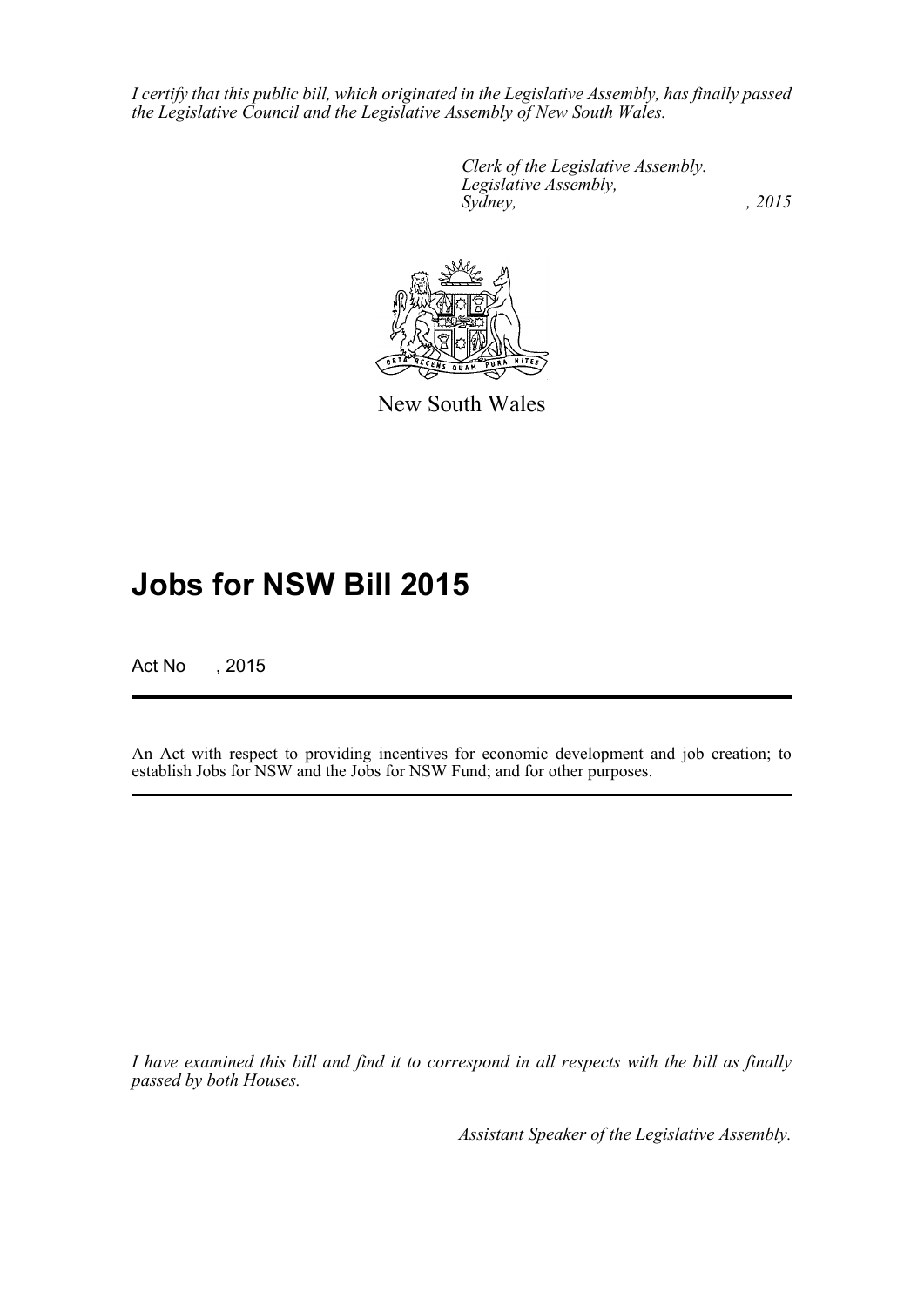*I certify that this public bill, which originated in the Legislative Assembly, has finally passed the Legislative Council and the Legislative Assembly of New South Wales.*

*Clerk of the Legislative Assembly.*
*Legislative Assembly,*
*Sydney, , 2015*

New South Wales

# Jobs for NSW Bill 2015

Act No , 2015

An Act with respect to providing incentives for economic development and job creation; to establish Jobs for NSW and the Jobs for NSW Fund; and for other purposes.

*I have examined this bill and find it to correspond in all respects with the bill as finally passed by both Houses.*

*Assistant Speaker of the Legislative Assembly.*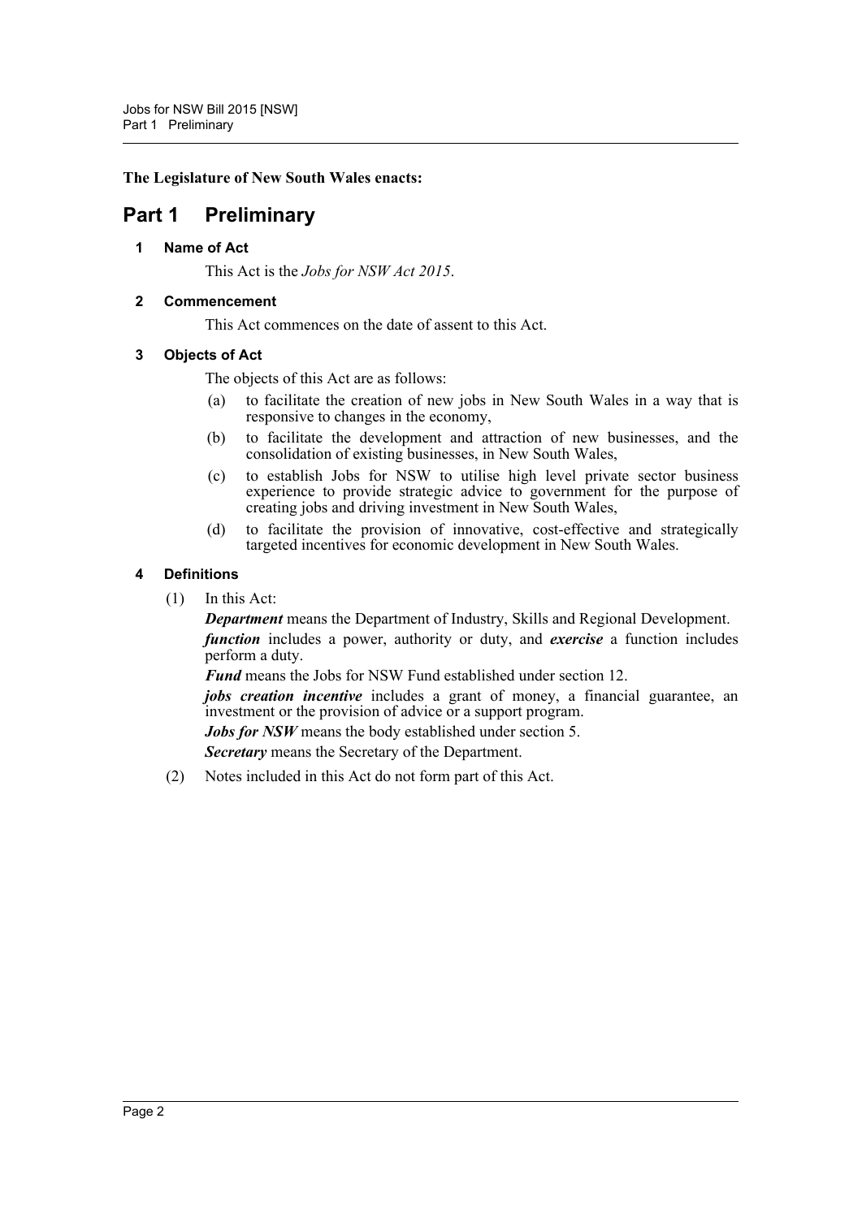**The Legislature of New South Wales enacts:**

# Part 1 Preliminary

### 1 Name of Act

This Act is the *Jobs for NSW Act 2015*.

### 2 Commencement

This Act commences on the date of assent to this Act.

### 3 Objects of Act

The objects of this Act are as follows:

(a) to facilitate the creation of new jobs in New South Wales in a way that is responsive to changes in the economy,

(b) to facilitate the development and attraction of new businesses, and the consolidation of existing businesses, in New South Wales,

(c) to establish Jobs for NSW to utilise high level private sector business experience to provide strategic advice to government for the purpose of creating jobs and driving investment in New South Wales,

(d) to facilitate the provision of innovative, cost-effective and strategically targeted incentives for economic development in New South Wales.

### 4 Definitions

(1) In this Act:

***Department*** means the Department of Industry, Skills and Regional Development.

***function*** includes a power, authority or duty, and ***exercise*** a function includes perform a duty.

***Fund*** means the Jobs for NSW Fund established under section 12.

***jobs creation incentive*** includes a grant of money, a financial guarantee, an investment or the provision of advice or a support program.

***Jobs for NSW*** means the body established under section 5.

***Secretary*** means the Secretary of the Department.

(2) Notes included in this Act do not form part of this Act.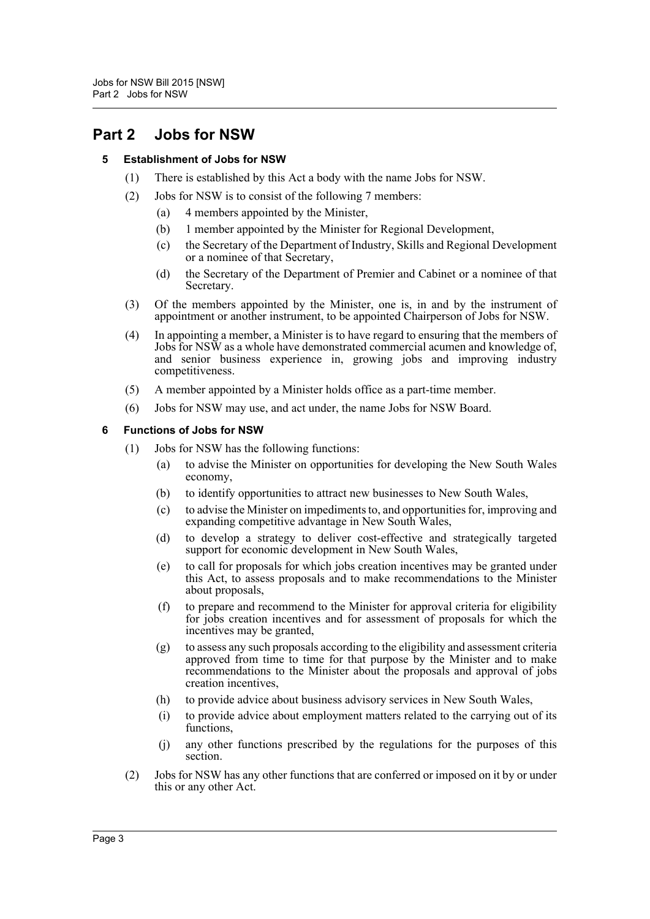# Part 2 Jobs for NSW

### 5 Establishment of Jobs for NSW

(1) There is established by this Act a body with the name Jobs for NSW.

(2) Jobs for NSW is to consist of the following 7 members:

- (a) 4 members appointed by the Minister,
- (b) 1 member appointed by the Minister for Regional Development,
- (c) the Secretary of the Department of Industry, Skills and Regional Development or a nominee of that Secretary,
- (d) the Secretary of the Department of Premier and Cabinet or a nominee of that Secretary.

(3) Of the members appointed by the Minister, one is, in and by the instrument of appointment or another instrument, to be appointed Chairperson of Jobs for NSW.

(4) In appointing a member, a Minister is to have regard to ensuring that the members of Jobs for NSW as a whole have demonstrated commercial acumen and knowledge of, and senior business experience in, growing jobs and improving industry competitiveness.

(5) A member appointed by a Minister holds office as a part-time member.

(6) Jobs for NSW may use, and act under, the name Jobs for NSW Board.

### 6 Functions of Jobs for NSW

(1) Jobs for NSW has the following functions:

- (a) to advise the Minister on opportunities for developing the New South Wales economy,
- (b) to identify opportunities to attract new businesses to New South Wales,
- (c) to advise the Minister on impediments to, and opportunities for, improving and expanding competitive advantage in New South Wales,
- (d) to develop a strategy to deliver cost-effective and strategically targeted support for economic development in New South Wales,
- (e) to call for proposals for which jobs creation incentives may be granted under this Act, to assess proposals and to make recommendations to the Minister about proposals,
- (f) to prepare and recommend to the Minister for approval criteria for eligibility for jobs creation incentives and for assessment of proposals for which the incentives may be granted,
- (g) to assess any such proposals according to the eligibility and assessment criteria approved from time to time for that purpose by the Minister and to make recommendations to the Minister about the proposals and approval of jobs creation incentives,
- (h) to provide advice about business advisory services in New South Wales,
- (i) to provide advice about employment matters related to the carrying out of its functions,
- (j) any other functions prescribed by the regulations for the purposes of this section.

(2) Jobs for NSW has any other functions that are conferred or imposed on it by or under this or any other Act.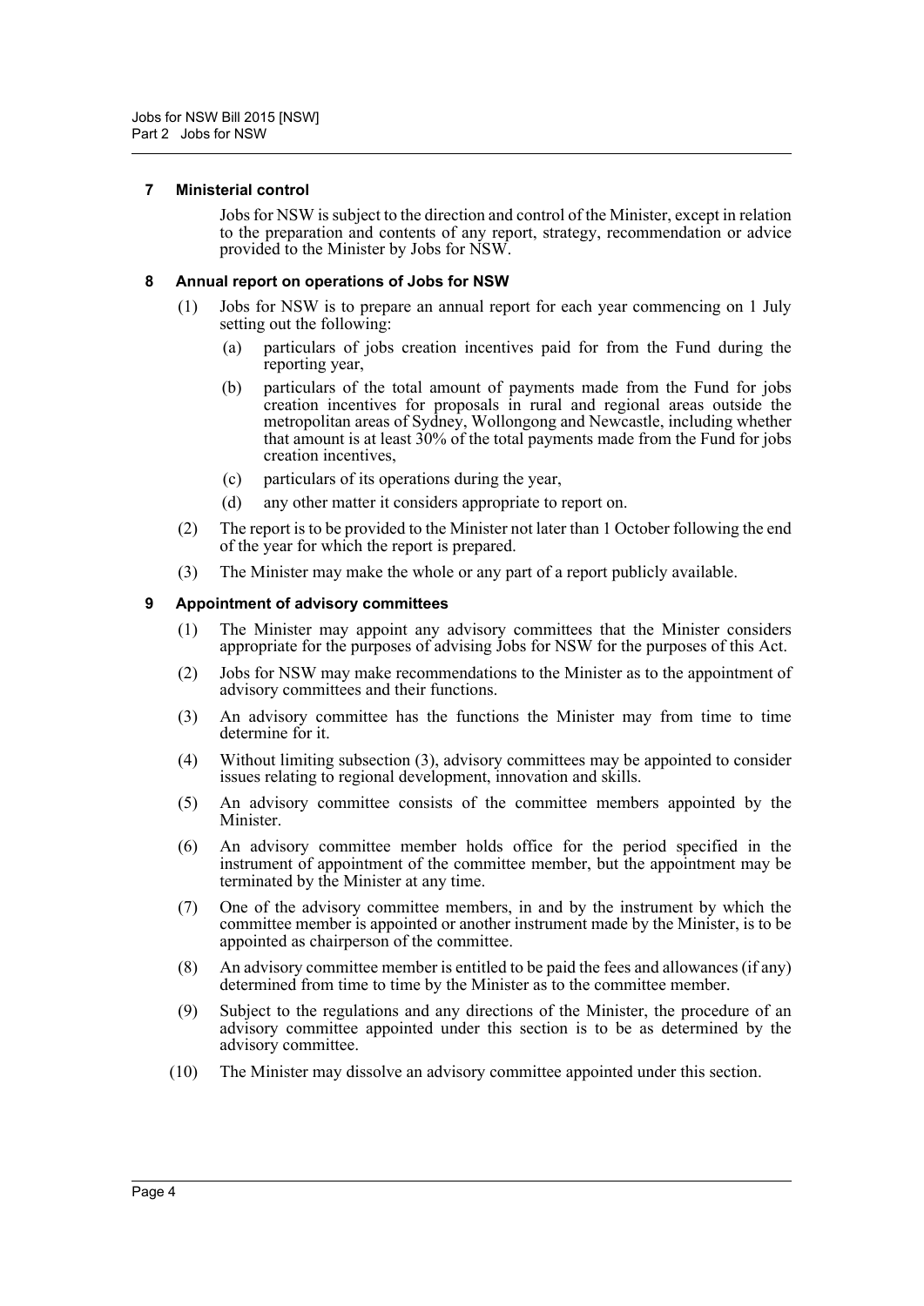### 7 Ministerial control

Jobs for NSW is subject to the direction and control of the Minister, except in relation to the preparation and contents of any report, strategy, recommendation or advice provided to the Minister by Jobs for NSW.

### 8 Annual report on operations of Jobs for NSW

(1) Jobs for NSW is to prepare an annual report for each year commencing on 1 July setting out the following:

   (a) particulars of jobs creation incentives paid for from the Fund during the reporting year,

   (b) particulars of the total amount of payments made from the Fund for jobs creation incentives for proposals in rural and regional areas outside the metropolitan areas of Sydney, Wollongong and Newcastle, including whether that amount is at least 30% of the total payments made from the Fund for jobs creation incentives,

   (c) particulars of its operations during the year,

   (d) any other matter it considers appropriate to report on.

(2) The report is to be provided to the Minister not later than 1 October following the end of the year for which the report is prepared.

(3) The Minister may make the whole or any part of a report publicly available.

### 9 Appointment of advisory committees

(1) The Minister may appoint any advisory committees that the Minister considers appropriate for the purposes of advising Jobs for NSW for the purposes of this Act.

(2) Jobs for NSW may make recommendations to the Minister as to the appointment of advisory committees and their functions.

(3) An advisory committee has the functions the Minister may from time to time determine for it.

(4) Without limiting subsection (3), advisory committees may be appointed to consider issues relating to regional development, innovation and skills.

(5) An advisory committee consists of the committee members appointed by the Minister.

(6) An advisory committee member holds office for the period specified in the instrument of appointment of the committee member, but the appointment may be terminated by the Minister at any time.

(7) One of the advisory committee members, in and by the instrument by which the committee member is appointed or another instrument made by the Minister, is to be appointed as chairperson of the committee.

(8) An advisory committee member is entitled to be paid the fees and allowances (if any) determined from time to time by the Minister as to the committee member.

(9) Subject to the regulations and any directions of the Minister, the procedure of an advisory committee appointed under this section is to be as determined by the advisory committee.

(10) The Minister may dissolve an advisory committee appointed under this section.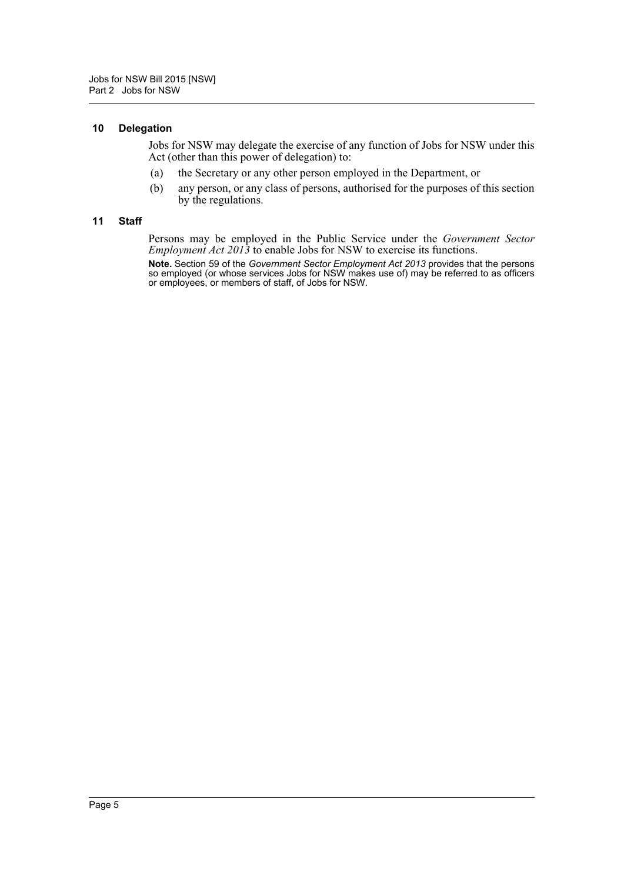### 10 Delegation

Jobs for NSW may delegate the exercise of any function of Jobs for NSW under this Act (other than this power of delegation) to:

- (a) the Secretary or any other person employed in the Department, or
- (b) any person, or any class of persons, authorised for the purposes of this section by the regulations.

### 11 Staff

Persons may be employed in the Public Service under the *Government Sector Employment Act 2013* to enable Jobs for NSW to exercise its functions.

**Note.** Section 59 of the *Government Sector Employment Act 2013* provides that the persons so employed (or whose services Jobs for NSW makes use of) may be referred to as officers or employees, or members of staff, of Jobs for NSW.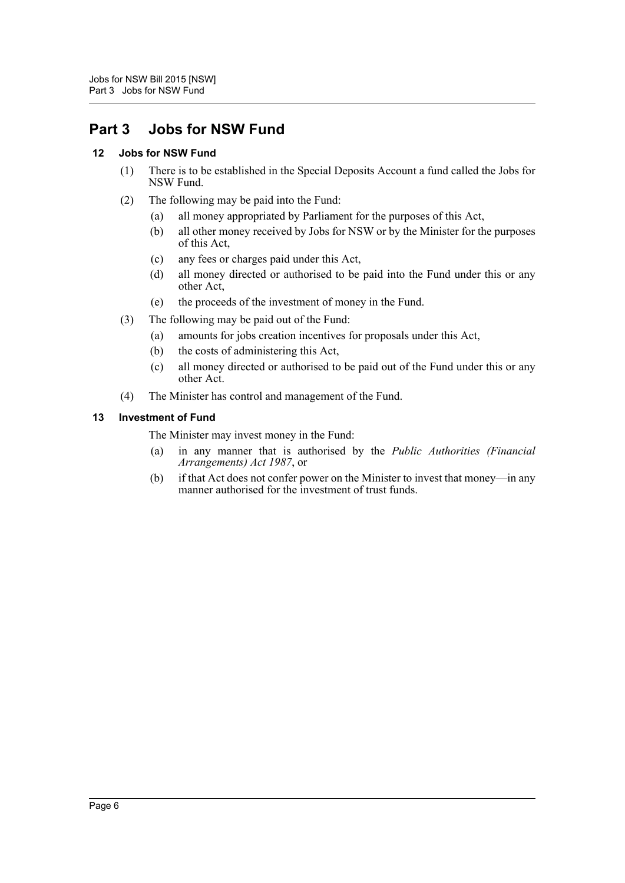# Part 3 Jobs for NSW Fund

## 12 Jobs for NSW Fund

(1) There is to be established in the Special Deposits Account a fund called the Jobs for NSW Fund.

(2) The following may be paid into the Fund:

- (a) all money appropriated by Parliament for the purposes of this Act,
- (b) all other money received by Jobs for NSW or by the Minister for the purposes of this Act,
- (c) any fees or charges paid under this Act,
- (d) all money directed or authorised to be paid into the Fund under this or any other Act,
- (e) the proceeds of the investment of money in the Fund.

(3) The following may be paid out of the Fund:

- (a) amounts for jobs creation incentives for proposals under this Act,
- (b) the costs of administering this Act,
- (c) all money directed or authorised to be paid out of the Fund under this or any other Act.

(4) The Minister has control and management of the Fund.

## 13 Investment of Fund

The Minister may invest money in the Fund:

- (a) in any manner that is authorised by the *Public Authorities (Financial Arrangements) Act 1987*, or
- (b) if that Act does not confer power on the Minister to invest that money—in any manner authorised for the investment of trust funds.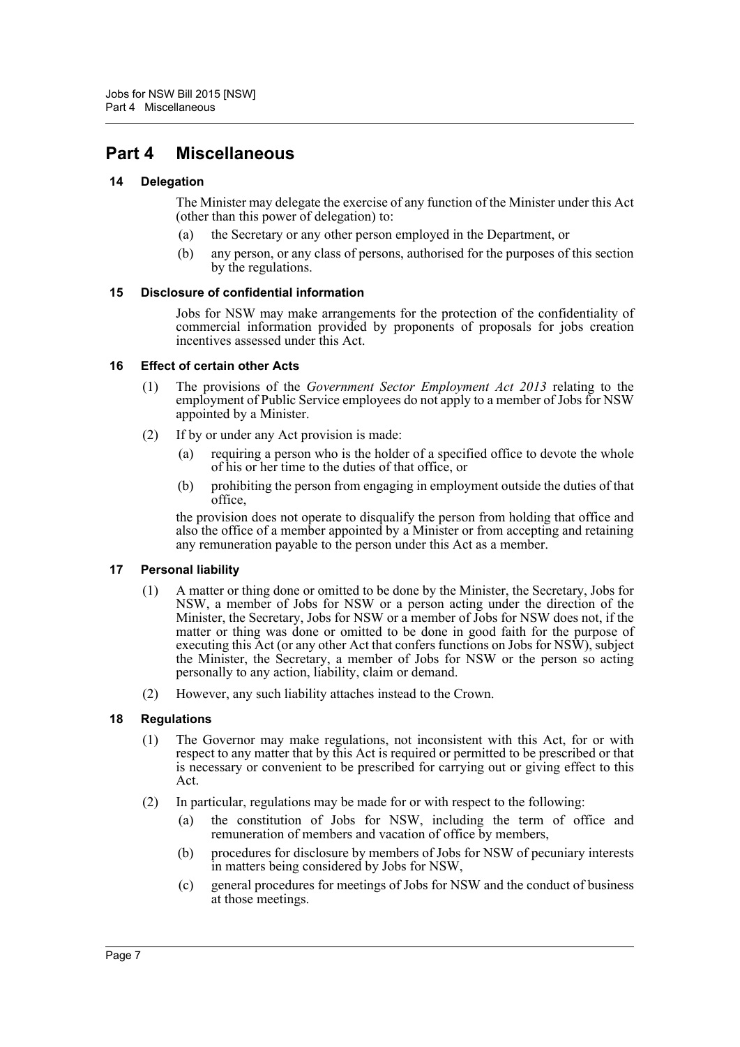# Part 4 Miscellaneous

### 14 Delegation

The Minister may delegate the exercise of any function of the Minister under this Act (other than this power of delegation) to:

(a) the Secretary or any other person employed in the Department, or

(b) any person, or any class of persons, authorised for the purposes of this section by the regulations.

### 15 Disclosure of confidential information

Jobs for NSW may make arrangements for the protection of the confidentiality of commercial information provided by proponents of proposals for jobs creation incentives assessed under this Act.

### 16 Effect of certain other Acts

(1) The provisions of the *Government Sector Employment Act 2013* relating to the employment of Public Service employees do not apply to a member of Jobs for NSW appointed by a Minister.

(2) If by or under any Act provision is made:

(a) requiring a person who is the holder of a specified office to devote the whole of his or her time to the duties of that office, or

(b) prohibiting the person from engaging in employment outside the duties of that office,

the provision does not operate to disqualify the person from holding that office and also the office of a member appointed by a Minister or from accepting and retaining any remuneration payable to the person under this Act as a member.

### 17 Personal liability

(1) A matter or thing done or omitted to be done by the Minister, the Secretary, Jobs for NSW, a member of Jobs for NSW or a person acting under the direction of the Minister, the Secretary, Jobs for NSW or a member of Jobs for NSW does not, if the matter or thing was done or omitted to be done in good faith for the purpose of executing this Act (or any other Act that confers functions on Jobs for NSW), subject the Minister, the Secretary, a member of Jobs for NSW or the person so acting personally to any action, liability, claim or demand.

(2) However, any such liability attaches instead to the Crown.

### 18 Regulations

(1) The Governor may make regulations, not inconsistent with this Act, for or with respect to any matter that by this Act is required or permitted to be prescribed or that is necessary or convenient to be prescribed for carrying out or giving effect to this Act.

(2) In particular, regulations may be made for or with respect to the following:

(a) the constitution of Jobs for NSW, including the term of office and remuneration of members and vacation of office by members,

(b) procedures for disclosure by members of Jobs for NSW of pecuniary interests in matters being considered by Jobs for NSW,

(c) general procedures for meetings of Jobs for NSW and the conduct of business at those meetings.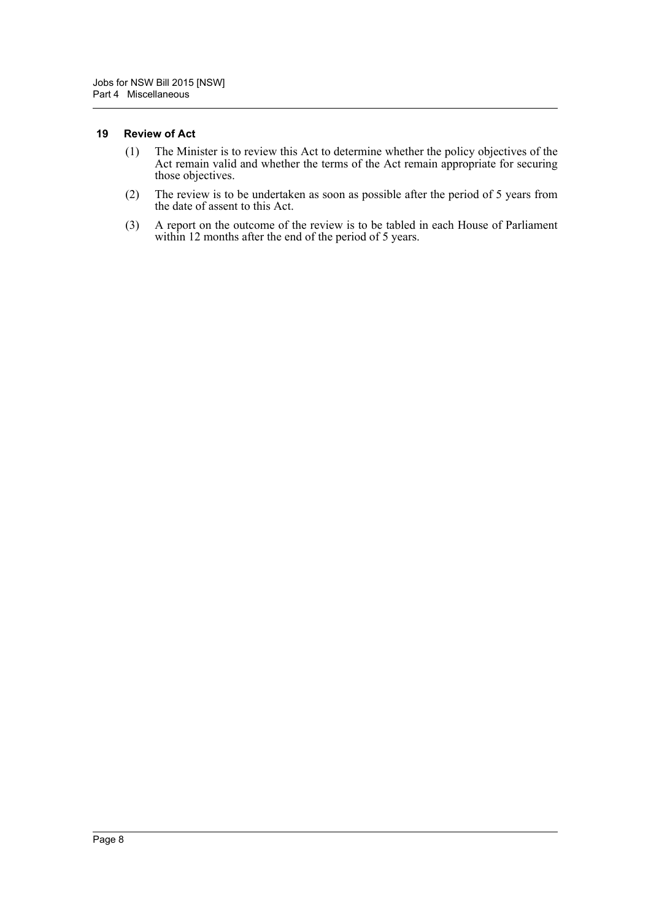### 19 Review of Act

(1) The Minister is to review this Act to determine whether the policy objectives of the Act remain valid and whether the terms of the Act remain appropriate for securing those objectives.

(2) The review is to be undertaken as soon as possible after the period of 5 years from the date of assent to this Act.

(3) A report on the outcome of the review is to be tabled in each House of Parliament within 12 months after the end of the period of 5 years.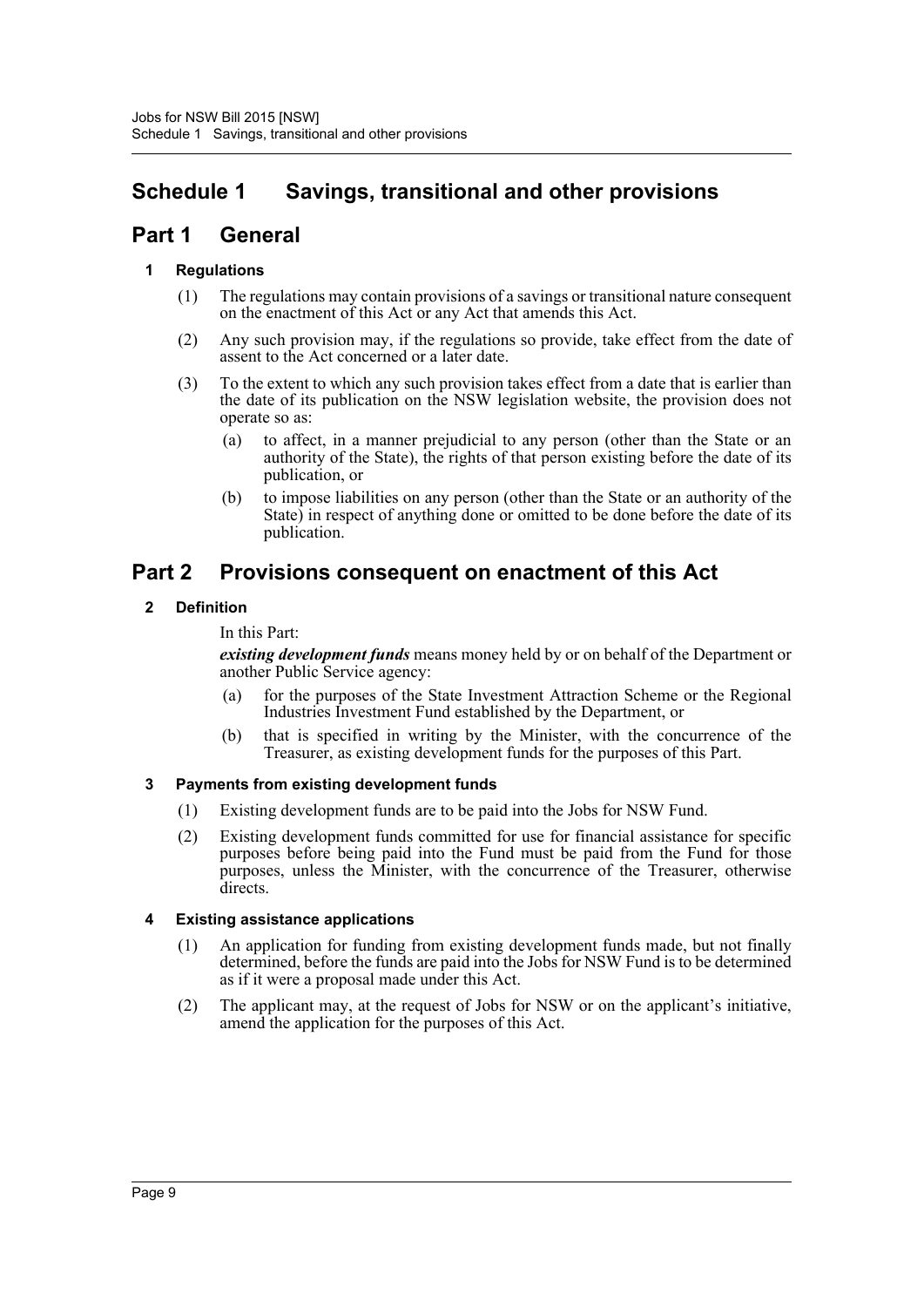# Schedule 1 Savings, transitional and other provisions

## Part 1 General

### 1 Regulations

(1) The regulations may contain provisions of a savings or transitional nature consequent on the enactment of this Act or any Act that amends this Act.

(2) Any such provision may, if the regulations so provide, take effect from the date of assent to the Act concerned or a later date.

(3) To the extent to which any such provision takes effect from a date that is earlier than the date of its publication on the NSW legislation website, the provision does not operate so as:

- (a) to affect, in a manner prejudicial to any person (other than the State or an authority of the State), the rights of that person existing before the date of its publication, or
- (b) to impose liabilities on any person (other than the State or an authority of the State) in respect of anything done or omitted to be done before the date of its publication.

## Part 2 Provisions consequent on enactment of this Act

### 2 Definition

In this Part:

***existing development funds*** means money held by or on behalf of the Department or another Public Service agency:

- (a) for the purposes of the State Investment Attraction Scheme or the Regional Industries Investment Fund established by the Department, or
- (b) that is specified in writing by the Minister, with the concurrence of the Treasurer, as existing development funds for the purposes of this Part.

### 3 Payments from existing development funds

(1) Existing development funds are to be paid into the Jobs for NSW Fund.

(2) Existing development funds committed for use for financial assistance for specific purposes before being paid into the Fund must be paid from the Fund for those purposes, unless the Minister, with the concurrence of the Treasurer, otherwise directs.

### 4 Existing assistance applications

(1) An application for funding from existing development funds made, but not finally determined, before the funds are paid into the Jobs for NSW Fund is to be determined as if it were a proposal made under this Act.

(2) The applicant may, at the request of Jobs for NSW or on the applicant's initiative, amend the application for the purposes of this Act.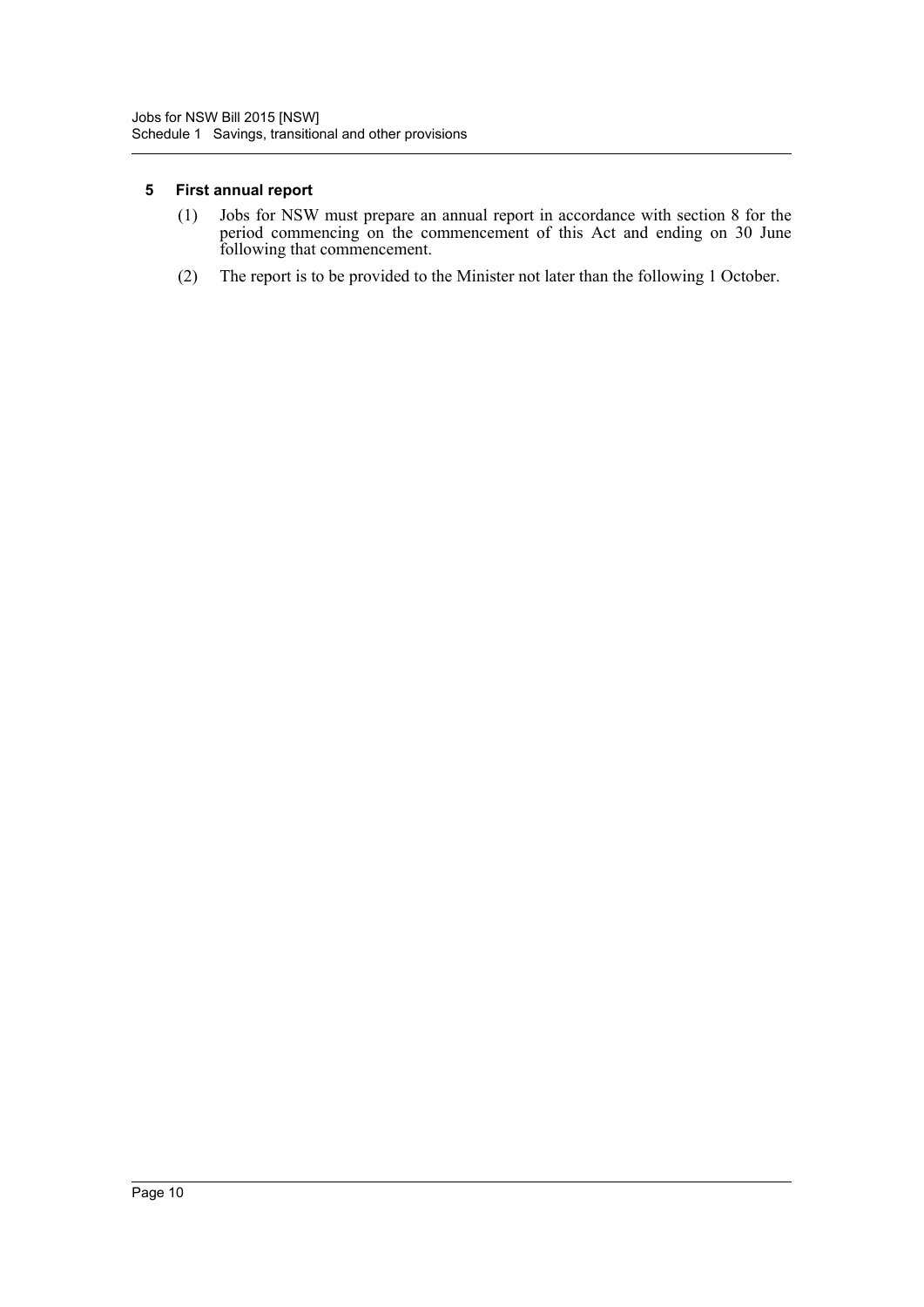### 5 First annual report

(1) Jobs for NSW must prepare an annual report in accordance with section 8 for the period commencing on the commencement of this Act and ending on 30 June following that commencement.

(2) The report is to be provided to the Minister not later than the following 1 October.